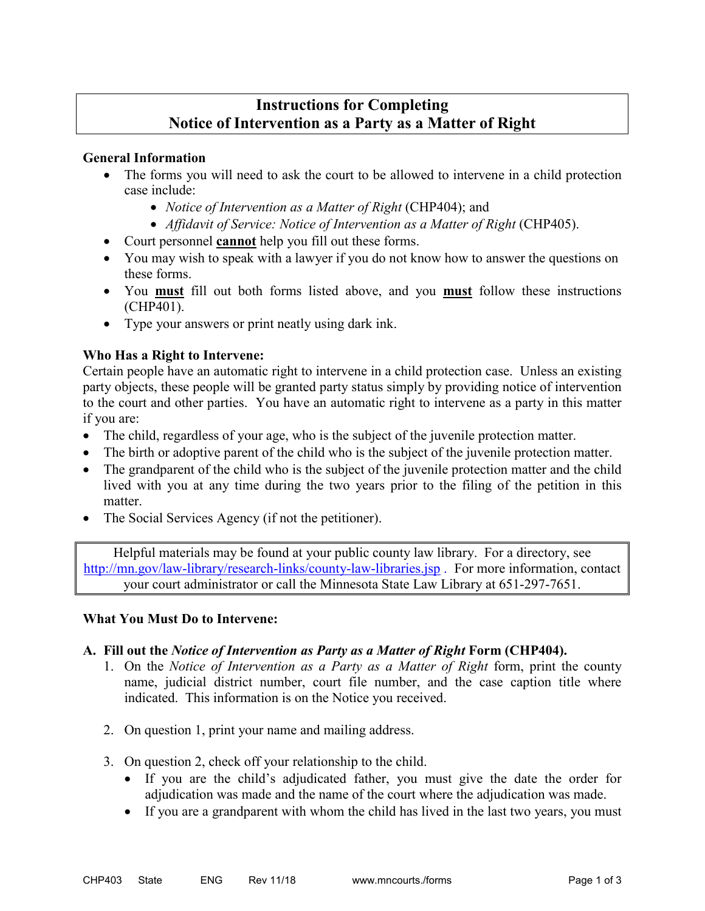# Instructions for Completing Notice of Intervention as a Party as a Matter of Right

### General Information

- The forms you will need to ask the court to be allowed to intervene in a child protection case include:
  - *Notice of Intervention as a Matter of Right* (CHP404); and
  - *Affidavit of Service: Notice of Intervention as a Matter of Right* (CHP405).
- Court personnel **cannot** help you fill out these forms.
- You may wish to speak with a lawyer if you do not know how to answer the questions on these forms.
- You **must** fill out both forms listed above, and you **must** follow these instructions (CHP401).
- Type your answers or print neatly using dark ink.

### Who Has a Right to Intervene:

Certain people have an automatic right to intervene in a child protection case. Unless an existing party objects, these people will be granted party status simply by providing notice of intervention to the court and other parties. You have an automatic right to intervene as a party in this matter if you are:

- The child, regardless of your age, who is the subject of the juvenile protection matter.
- The birth or adoptive parent of the child who is the subject of the juvenile protection matter.
- The grandparent of the child who is the subject of the juvenile protection matter and the child lived with you at any time during the two years prior to the filing of the petition in this matter.
- The Social Services Agency (if not the petitioner).

> Helpful materials may be found at your public county law library. For a directory, see http://mn.gov/law-library/research-links/county-law-libraries.jsp . For more information, contact your court administrator or call the Minnesota State Law Library at 651-297-7651.

### What You Must Do to Intervene:

**A. Fill out the *Notice of Intervention as Party as a Matter of Right* Form (CHP404).**

1. On the *Notice of Intervention as a Party as a Matter of Right* form, print the county name, judicial district number, court file number, and the case caption title where indicated. This information is on the Notice you received.

2. On question 1, print your name and mailing address.

3. On question 2, check off your relationship to the child.
   - If you are the child's adjudicated father, you must give the date the order for adjudication was made and the name of the court where the adjudication was made.
   - If you are a grandparent with whom the child has lived in the last two years, you must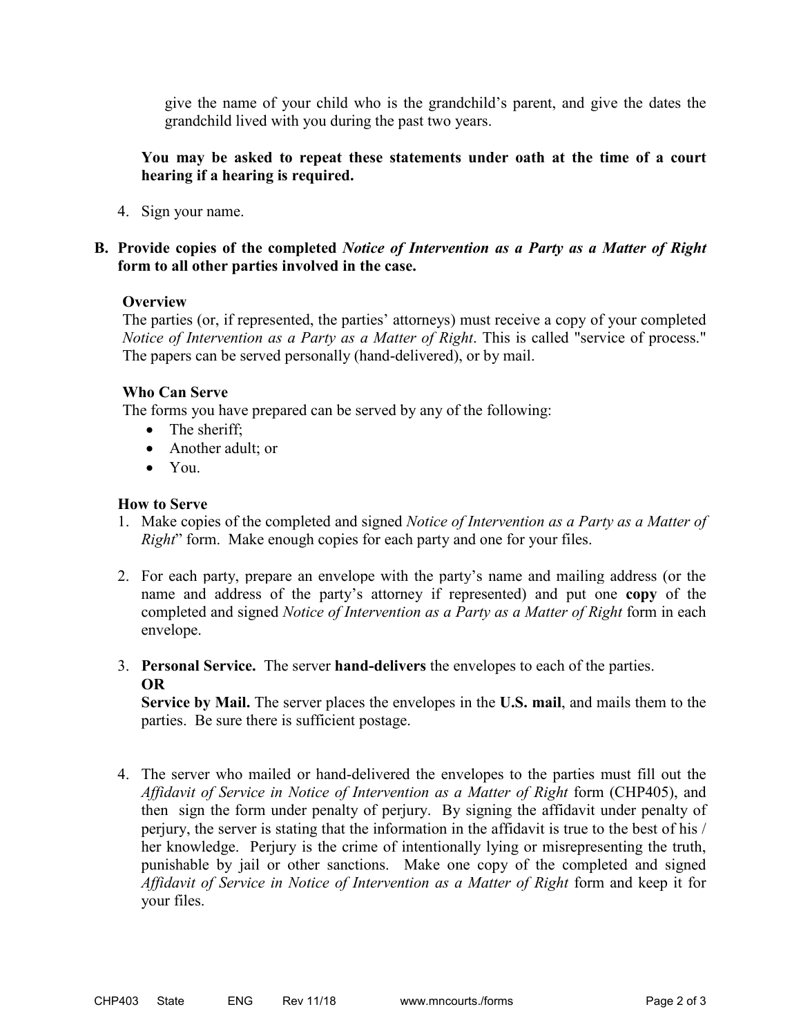give the name of your child who is the grandchild's parent, and give the dates the grandchild lived with you during the past two years.

**You may be asked to repeat these statements under oath at the time of a court hearing if a hearing is required.**

4. Sign your name.

**B. Provide copies of the completed *Notice of Intervention as a Party as a Matter of Right* form to all other parties involved in the case.**

**Overview**

The parties (or, if represented, the parties' attorneys) must receive a copy of your completed *Notice of Intervention as a Party as a Matter of Right*. This is called "service of process." The papers can be served personally (hand-delivered), or by mail.

**Who Can Serve**

The forms you have prepared can be served by any of the following:

- The sheriff;
- Another adult; or
- You.

**How to Serve**

1. Make copies of the completed and signed *Notice of Intervention as a Party as a Matter of Right*" form. Make enough copies for each party and one for your files.

2. For each party, prepare an envelope with the party's name and mailing address (or the name and address of the party's attorney if represented) and put one **copy** of the completed and signed *Notice of Intervention as a Party as a Matter of Right* form in each envelope.

3. **Personal Service.** The server **hand-delivers** the envelopes to each of the parties.
   **OR**
   **Service by Mail.** The server places the envelopes in the **U.S. mail**, and mails them to the parties. Be sure there is sufficient postage.

4. The server who mailed or hand-delivered the envelopes to the parties must fill out the *Affidavit of Service in Notice of Intervention as a Matter of Right* form (CHP405), and then sign the form under penalty of perjury. By signing the affidavit under penalty of perjury, the server is stating that the information in the affidavit is true to the best of his / her knowledge. Perjury is the crime of intentionally lying or misrepresenting the truth, punishable by jail or other sanctions. Make one copy of the completed and signed *Affidavit of Service in Notice of Intervention as a Matter of Right* form and keep it for your files.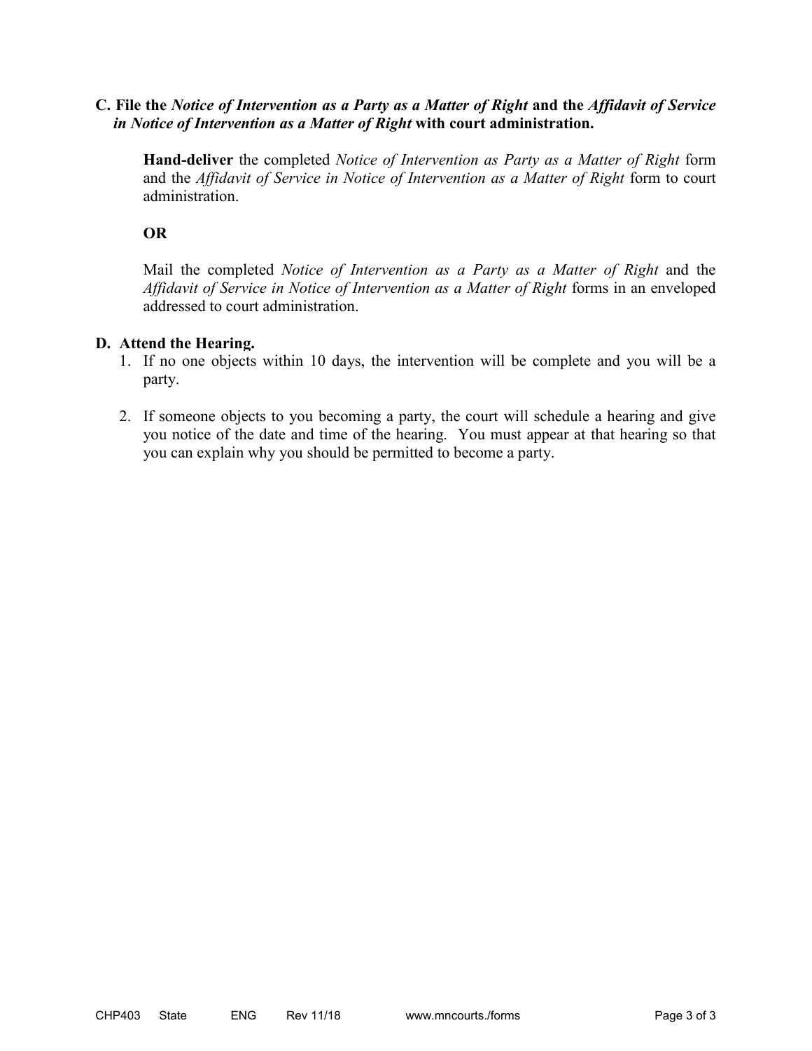**C. File the *Notice of Intervention as a Party as a Matter of Right* and the *Affidavit of Service in Notice of Intervention as a Matter of Right* with court administration.**

**Hand-deliver** the completed *Notice of Intervention as Party as a Matter of Right* form and the *Affidavit of Service in Notice of Intervention as a Matter of Right* form to court administration.

**OR**

Mail the completed *Notice of Intervention as a Party as a Matter of Right* and the *Affidavit of Service in Notice of Intervention as a Matter of Right* forms in an enveloped addressed to court administration.

**D. Attend the Hearing.**

1. If no one objects within 10 days, the intervention will be complete and you will be a party.

2. If someone objects to you becoming a party, the court will schedule a hearing and give you notice of the date and time of the hearing. You must appear at that hearing so that you can explain why you should be permitted to become a party.